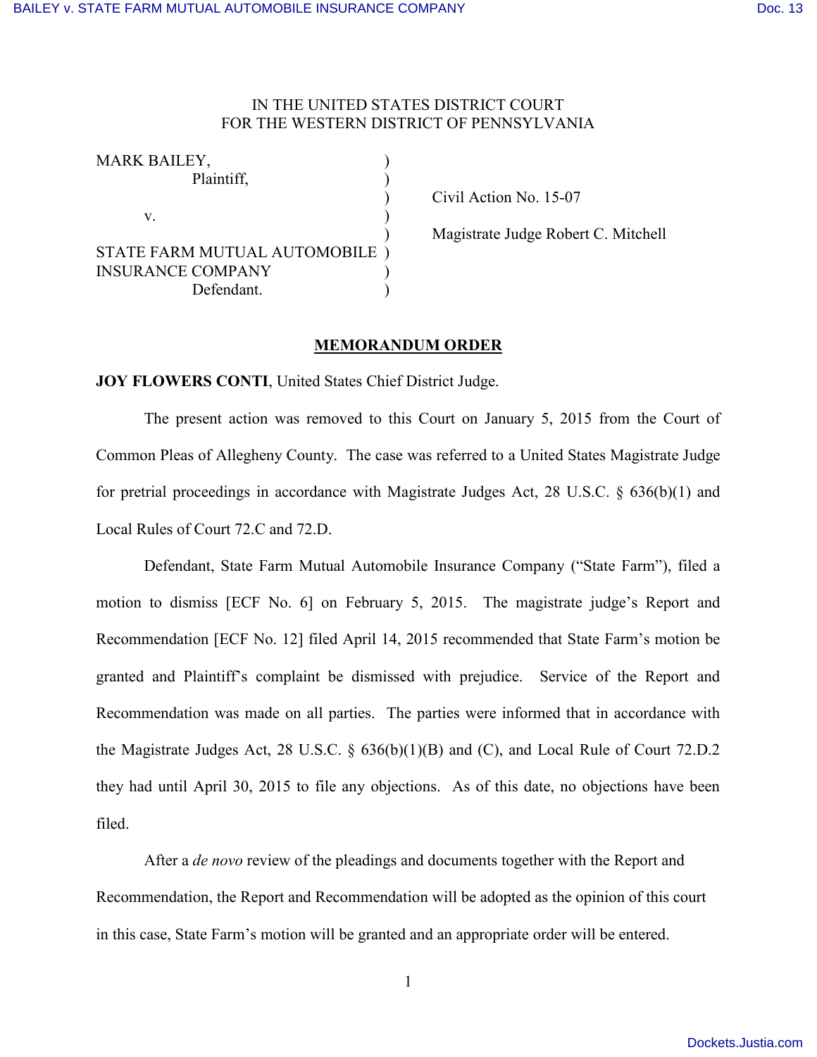IN THE UNITED STATES DISTRICT COURT
FOR THE WESTERN DISTRICT OF PENNSYLVANIA

| | | |
|---|---|---|
| MARK BAILEY, Plaintiff, | ) | |
| | ) | Civil Action No. 15-07 |
| v. | ) | |
| | ) | Magistrate Judge Robert C. Mitchell |
| STATE FARM MUTUAL AUTOMOBILE INSURANCE COMPANY Defendant. | ) | |

## MEMORANDUM ORDER

**JOY FLOWERS CONTI**, United States Chief District Judge.

The present action was removed to this Court on January 5, 2015 from the Court of Common Pleas of Allegheny County. The case was referred to a United States Magistrate Judge for pretrial proceedings in accordance with Magistrate Judges Act, 28 U.S.C. § 636(b)(1) and Local Rules of Court 72.C and 72.D.

Defendant, State Farm Mutual Automobile Insurance Company ("State Farm"), filed a motion to dismiss [ECF No. 6] on February 5, 2015. The magistrate judge's Report and Recommendation [ECF No. 12] filed April 14, 2015 recommended that State Farm's motion be granted and Plaintiff's complaint be dismissed with prejudice. Service of the Report and Recommendation was made on all parties. The parties were informed that in accordance with the Magistrate Judges Act, 28 U.S.C. § 636(b)(1)(B) and (C), and Local Rule of Court 72.D.2 they had until April 30, 2015 to file any objections. As of this date, no objections have been filed.

After a *de novo* review of the pleadings and documents together with the Report and Recommendation, the Report and Recommendation will be adopted as the opinion of this court in this case, State Farm's motion will be granted and an appropriate order will be entered.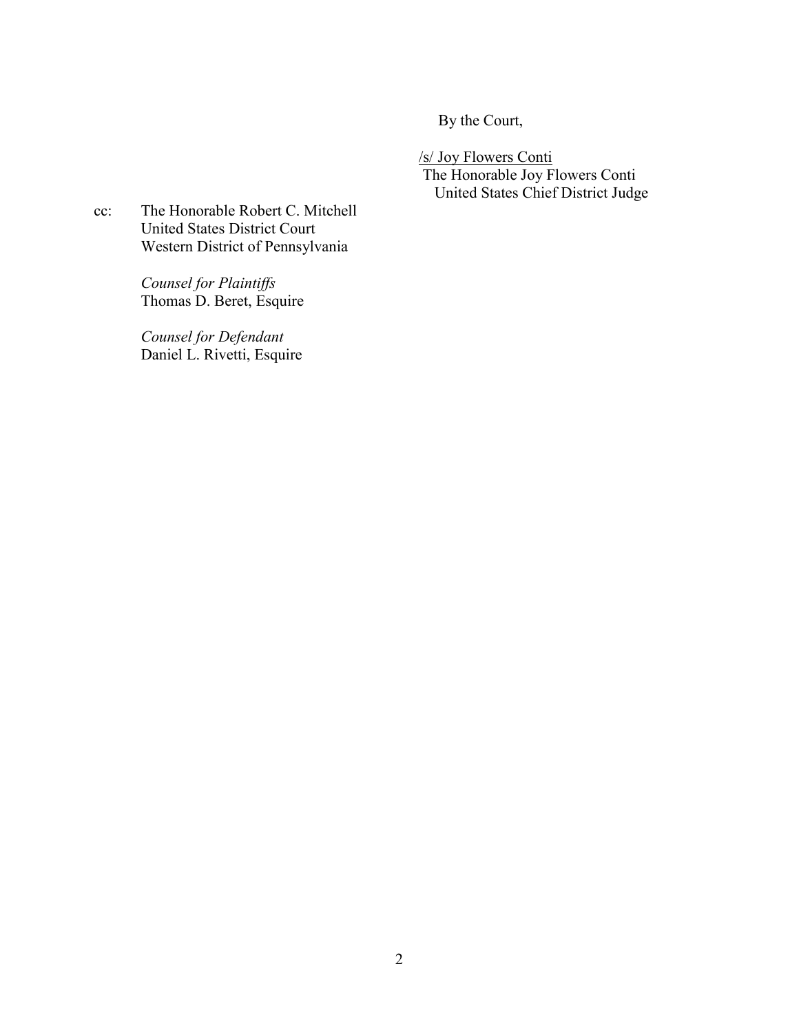By the Court,

/s/ Joy Flowers Conti
The Honorable Joy Flowers Conti
United States Chief District Judge

cc: The Honorable Robert C. Mitchell
United States District Court
Western District of Pennsylvania

*Counsel for Plaintiffs*
Thomas D. Beret, Esquire

*Counsel for Defendant*
Daniel L. Rivetti, Esquire